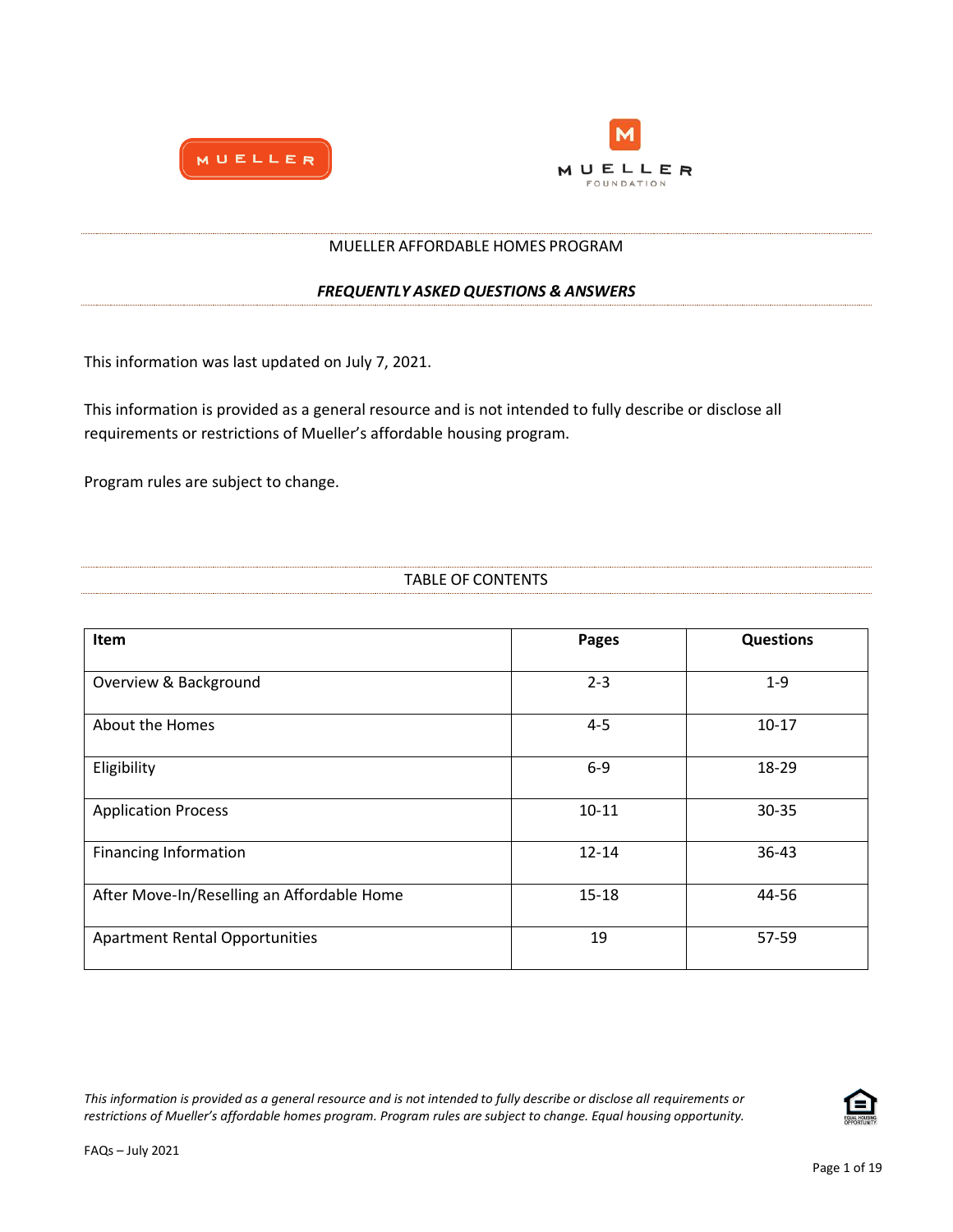# MUELLER AFFORDABLE HOMES PROGRAM

## *FREQUENTLY ASKED QUESTIONS & ANSWERS*

This information was last updated on July 7, 2021.

This information is provided as a general resource and is not intended to fully describe or disclose all requirements or restrictions of Mueller's affordable housing program.

Program rules are subject to change.

## TABLE OF CONTENTS

| Item | Pages | Questions |
| --- | --- | --- |
| Overview & Background | 2-3 | 1-9 |
| About the Homes | 4-5 | 10-17 |
| Eligibility | 6-9 | 18-29 |
| Application Process | 10-11 | 30-35 |
| Financing Information | 12-14 | 36-43 |
| After Move-In/Reselling an Affordable Home | 15-18 | 44-56 |
| Apartment Rental Opportunities | 19 | 57-59 |

*This information is provided as a general resource and is not intended to fully describe or disclose all requirements or restrictions of Mueller's affordable homes program. Program rules are subject to change. Equal housing opportunity.*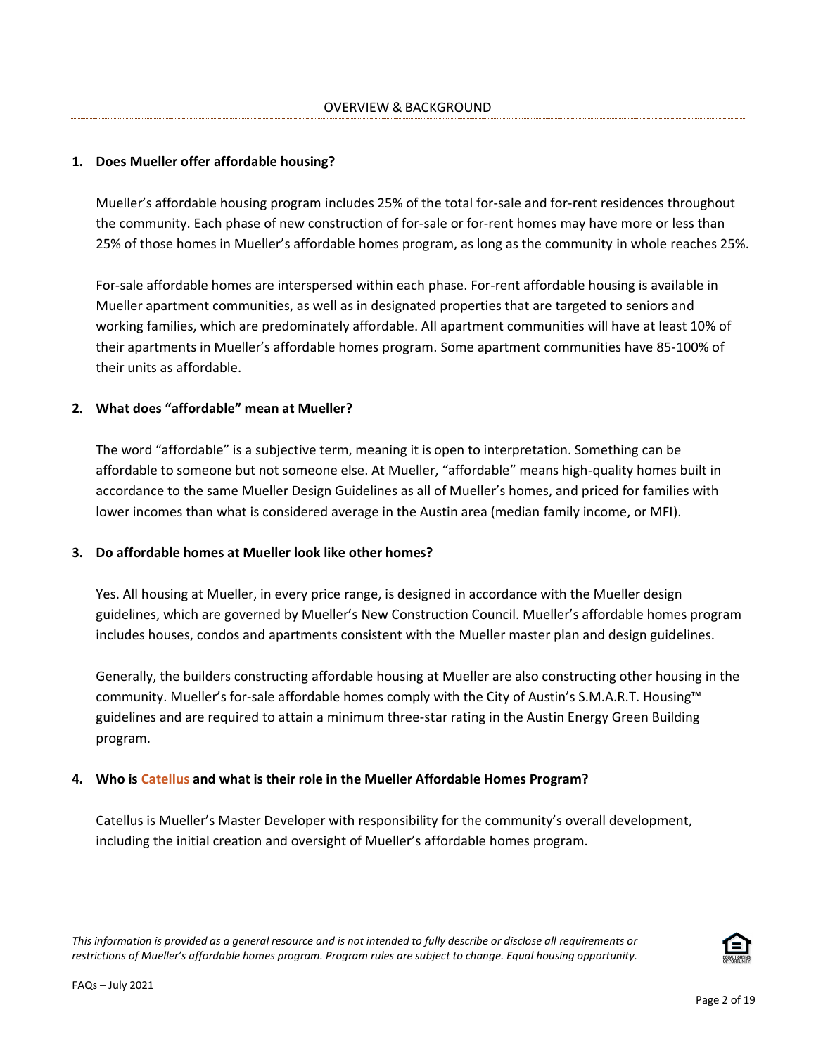## OVERVIEW & BACKGROUND

**1. Does Mueller offer affordable housing?**

Mueller's affordable housing program includes 25% of the total for-sale and for-rent residences throughout the community. Each phase of new construction of for-sale or for-rent homes may have more or less than 25% of those homes in Mueller's affordable homes program, as long as the community in whole reaches 25%.

For-sale affordable homes are interspersed within each phase. For-rent affordable housing is available in Mueller apartment communities, as well as in designated properties that are targeted to seniors and working families, which are predominately affordable. All apartment communities will have at least 10% of their apartments in Mueller's affordable homes program. Some apartment communities have 85-100% of their units as affordable.

**2. What does "affordable" mean at Mueller?**

The word "affordable" is a subjective term, meaning it is open to interpretation. Something can be affordable to someone but not someone else. At Mueller, "affordable" means high-quality homes built in accordance to the same Mueller Design Guidelines as all of Mueller's homes, and priced for families with lower incomes than what is considered average in the Austin area (median family income, or MFI).

**3. Do affordable homes at Mueller look like other homes?**

Yes. All housing at Mueller, in every price range, is designed in accordance with the Mueller design guidelines, which are governed by Mueller's New Construction Council. Mueller's affordable homes program includes houses, condos and apartments consistent with the Mueller master plan and design guidelines.

Generally, the builders constructing affordable housing at Mueller are also constructing other housing in the community. Mueller's for-sale affordable homes comply with the City of Austin's S.M.A.R.T. Housing™ guidelines and are required to attain a minimum three-star rating in the Austin Energy Green Building program.

**4. Who is Catellus and what is their role in the Mueller Affordable Homes Program?**

Catellus is Mueller's Master Developer with responsibility for the community's overall development, including the initial creation and oversight of Mueller's affordable homes program.

*This information is provided as a general resource and is not intended to fully describe or disclose all requirements or restrictions of Mueller's affordable homes program. Program rules are subject to change. Equal housing opportunity.*

FAQs – July 2021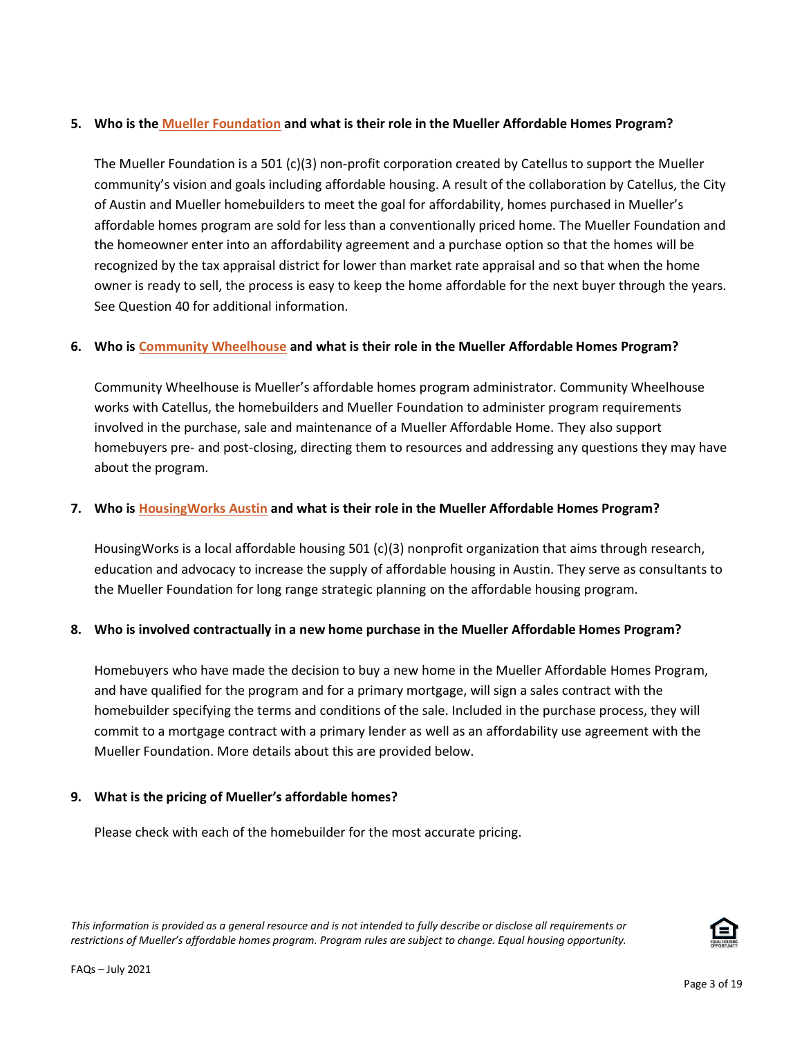5. **Who is the Mueller Foundation and what is their role in the Mueller Affordable Homes Program?**

   The Mueller Foundation is a 501 (c)(3) non-profit corporation created by Catellus to support the Mueller community's vision and goals including affordable housing. A result of the collaboration by Catellus, the City of Austin and Mueller homebuilders to meet the goal for affordability, homes purchased in Mueller's affordable homes program are sold for less than a conventionally priced home. The Mueller Foundation and the homeowner enter into an affordability agreement and a purchase option so that the homes will be recognized by the tax appraisal district for lower than market rate appraisal and so that when the home owner is ready to sell, the process is easy to keep the home affordable for the next buyer through the years. See Question 40 for additional information.

6. **Who is Community Wheelhouse and what is their role in the Mueller Affordable Homes Program?**

   Community Wheelhouse is Mueller's affordable homes program administrator. Community Wheelhouse works with Catellus, the homebuilders and Mueller Foundation to administer program requirements involved in the purchase, sale and maintenance of a Mueller Affordable Home. They also support homebuyers pre- and post-closing, directing them to resources and addressing any questions they may have about the program.

7. **Who is HousingWorks Austin and what is their role in the Mueller Affordable Homes Program?**

   HousingWorks is a local affordable housing 501 (c)(3) nonprofit organization that aims through research, education and advocacy to increase the supply of affordable housing in Austin. They serve as consultants to the Mueller Foundation for long range strategic planning on the affordable housing program.

8. **Who is involved contractually in a new home purchase in the Mueller Affordable Homes Program?**

   Homebuyers who have made the decision to buy a new home in the Mueller Affordable Homes Program, and have qualified for the program and for a primary mortgage, will sign a sales contract with the homebuilder specifying the terms and conditions of the sale. Included in the purchase process, they will commit to a mortgage contract with a primary lender as well as an affordability use agreement with the Mueller Foundation. More details about this are provided below.

9. **What is the pricing of Mueller's affordable homes?**

   Please check with each of the homebuilder for the most accurate pricing.

*This information is provided as a general resource and is not intended to fully describe or disclose all requirements or restrictions of Mueller's affordable homes program. Program rules are subject to change. Equal housing opportunity.*

FAQs – July 2021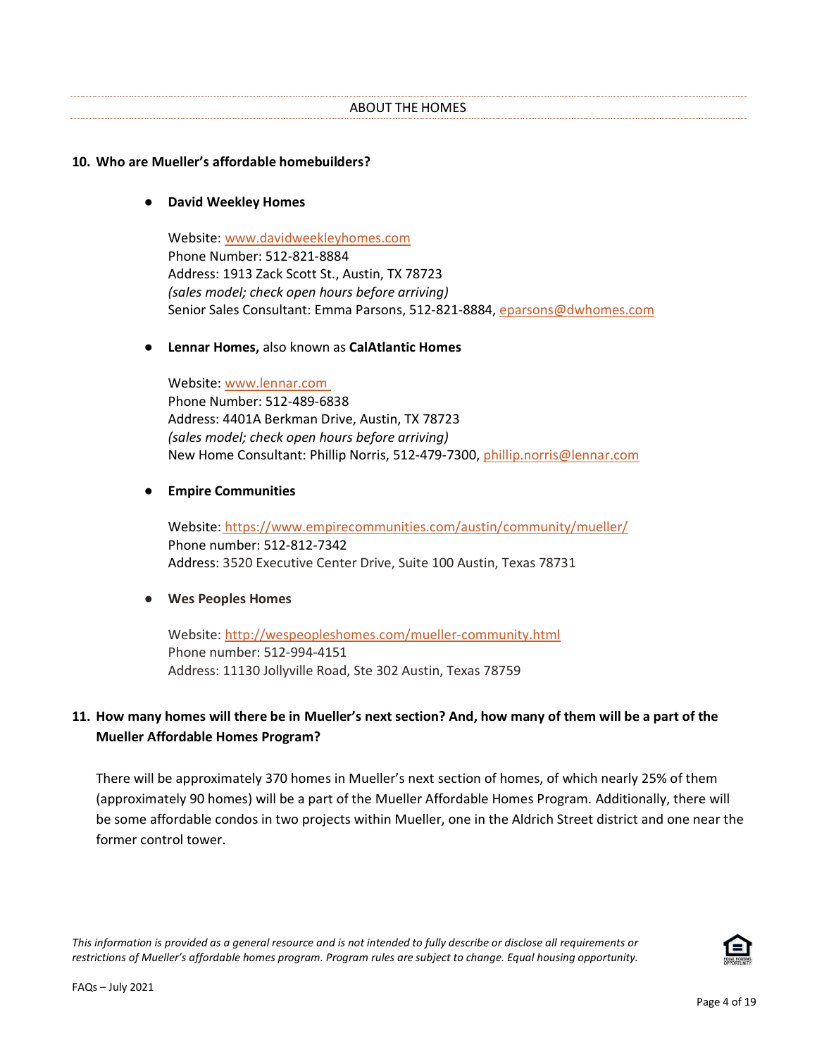## ABOUT THE HOMES

**10. Who are Mueller's affordable homebuilders?**

- **David Weekley Homes**

  Website: www.davidweekleyhomes.com
  Phone Number: 512-821-8884
  Address: 1913 Zack Scott St., Austin, TX 78723
  *(sales model; check open hours before arriving)*
  Senior Sales Consultant: Emma Parsons, 512-821-8884, eparsons@dwhomes.com

- **Lennar Homes,** also known as **CalAtlantic Homes**

  Website: www.lennar.com
  Phone Number: 512-489-6838
  Address: 4401A Berkman Drive, Austin, TX 78723
  *(sales model; check open hours before arriving)*
  New Home Consultant: Phillip Norris, 512-479-7300, phillip.norris@lennar.com

- **Empire Communities**

  Website: https://www.empirecommunities.com/austin/community/mueller/
  Phone number: 512-812-7342
  Address: 3520 Executive Center Drive, Suite 100 Austin, Texas 78731

- **Wes Peoples Homes**

  Website: http://wespeopleshomes.com/mueller-community.html
  Phone number: 512-994-4151
  Address: 11130 Jollyville Road, Ste 302 Austin, Texas 78759

**11. How many homes will there be in Mueller's next section? And, how many of them will be a part of the Mueller Affordable Homes Program?**

There will be approximately 370 homes in Mueller's next section of homes, of which nearly 25% of them (approximately 90 homes) will be a part of the Mueller Affordable Homes Program. Additionally, there will be some affordable condos in two projects within Mueller, one in the Aldrich Street district and one near the former control tower.

*This information is provided as a general resource and is not intended to fully describe or disclose all requirements or restrictions of Mueller's affordable homes program. Program rules are subject to change. Equal housing opportunity.*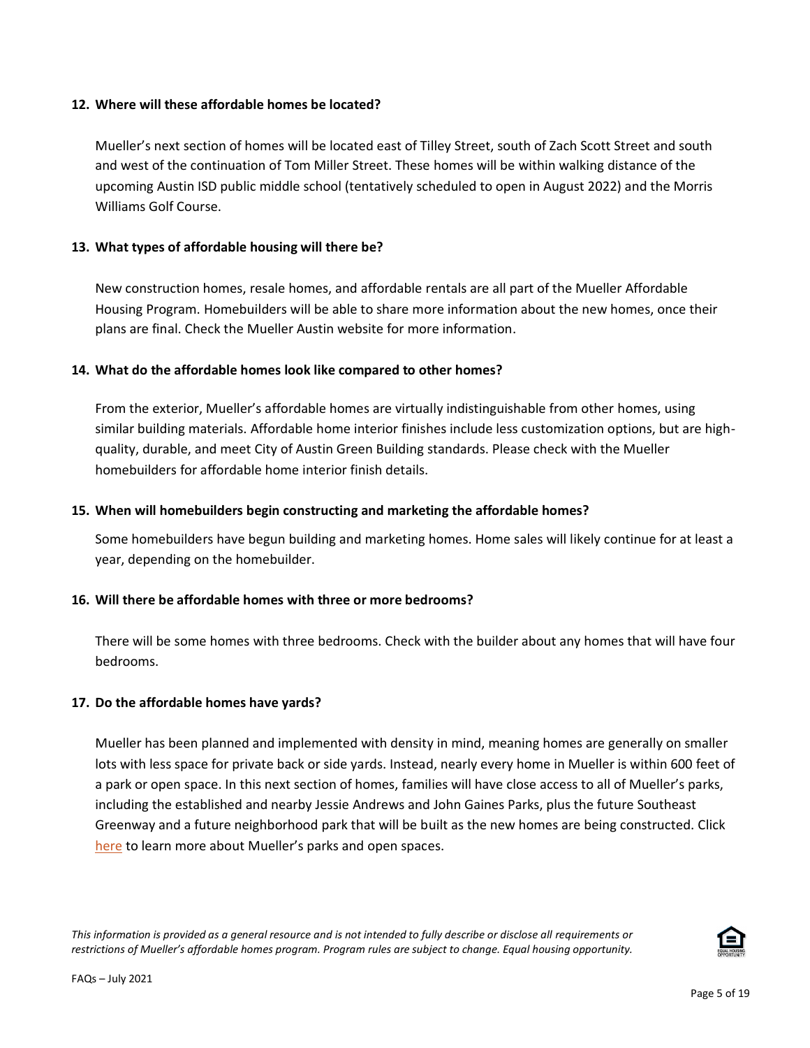**12. Where will these affordable homes be located?**

Mueller's next section of homes will be located east of Tilley Street, south of Zach Scott Street and south and west of the continuation of Tom Miller Street. These homes will be within walking distance of the upcoming Austin ISD public middle school (tentatively scheduled to open in August 2022) and the Morris Williams Golf Course.

**13. What types of affordable housing will there be?**

New construction homes, resale homes, and affordable rentals are all part of the Mueller Affordable Housing Program. Homebuilders will be able to share more information about the new homes, once their plans are final. Check the Mueller Austin website for more information.

**14. What do the affordable homes look like compared to other homes?**

From the exterior, Mueller's affordable homes are virtually indistinguishable from other homes, using similar building materials. Affordable home interior finishes include less customization options, but are high-quality, durable, and meet City of Austin Green Building standards. Please check with the Mueller homebuilders for affordable home interior finish details.

**15. When will homebuilders begin constructing and marketing the affordable homes?**

Some homebuilders have begun building and marketing homes. Home sales will likely continue for at least a year, depending on the homebuilder.

**16. Will there be affordable homes with three or more bedrooms?**

There will be some homes with three bedrooms. Check with the builder about any homes that will have four bedrooms.

**17. Do the affordable homes have yards?**

Mueller has been planned and implemented with density in mind, meaning homes are generally on smaller lots with less space for private back or side yards. Instead, nearly every home in Mueller is within 600 feet of a park or open space. In this next section of homes, families will have close access to all of Mueller's parks, including the established and nearby Jessie Andrews and John Gaines Parks, plus the future Southeast Greenway and a future neighborhood park that will be built as the new homes are being constructed. Click here to learn more about Mueller's parks and open spaces.

*This information is provided as a general resource and is not intended to fully describe or disclose all requirements or restrictions of Mueller's affordable homes program. Program rules are subject to change. Equal housing opportunity.*

FAQs – July 2021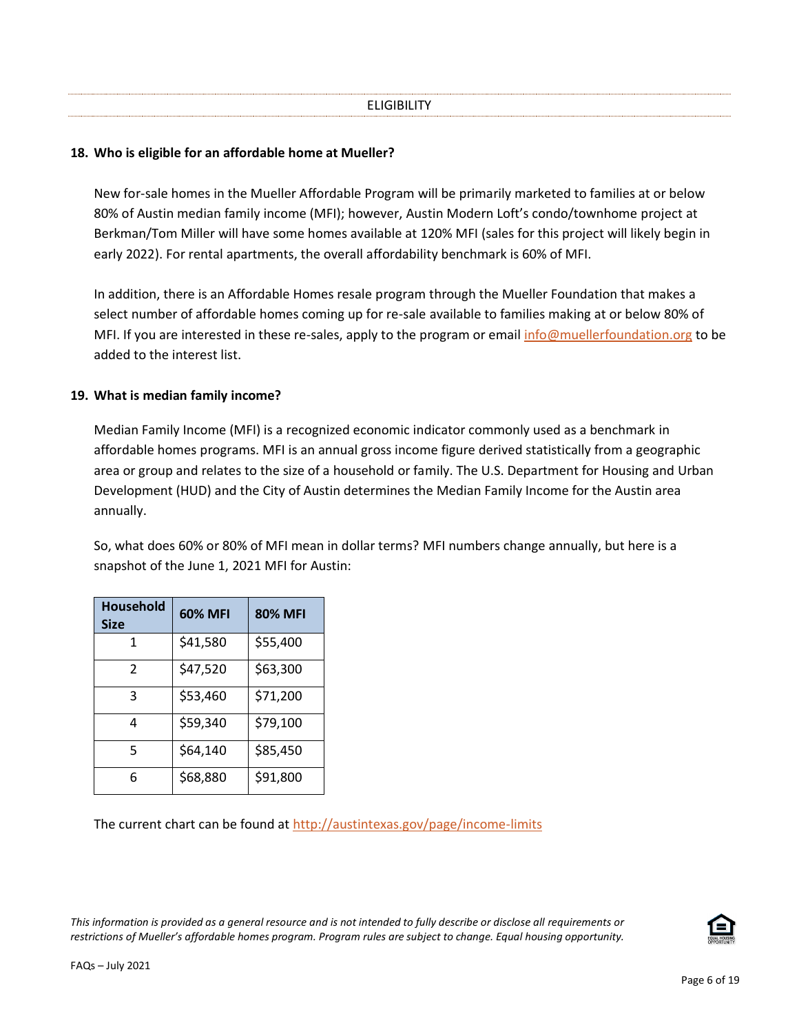## ELIGIBILITY

### 18. Who is eligible for an affordable home at Mueller?

New for-sale homes in the Mueller Affordable Program will be primarily marketed to families at or below 80% of Austin median family income (MFI); however, Austin Modern Loft's condo/townhome project at Berkman/Tom Miller will have some homes available at 120% MFI (sales for this project will likely begin in early 2022). For rental apartments, the overall affordability benchmark is 60% of MFI.

In addition, there is an Affordable Homes resale program through the Mueller Foundation that makes a select number of affordable homes coming up for re-sale available to families making at or below 80% of MFI. If you are interested in these re-sales, apply to the program or email info@muellerfoundation.org to be added to the interest list.

### 19. What is median family income?

Median Family Income (MFI) is a recognized economic indicator commonly used as a benchmark in affordable homes programs. MFI is an annual gross income figure derived statistically from a geographic area or group and relates to the size of a household or family. The U.S. Department for Housing and Urban Development (HUD) and the City of Austin determines the Median Family Income for the Austin area annually.

So, what does 60% or 80% of MFI mean in dollar terms? MFI numbers change annually, but here is a snapshot of the June 1, 2021 MFI for Austin:

| Household Size | 60% MFI | 80% MFI |
|---|---|---|
| 1 | $41,580 | $55,400 |
| 2 | $47,520 | $63,300 |
| 3 | $53,460 | $71,200 |
| 4 | $59,340 | $79,100 |
| 5 | $64,140 | $85,450 |
| 6 | $68,880 | $91,800 |

The current chart can be found at http://austintexas.gov/page/income-limits

*This information is provided as a general resource and is not intended to fully describe or disclose all requirements or restrictions of Mueller's affordable homes program. Program rules are subject to change. Equal housing opportunity.*

FAQs – July 2021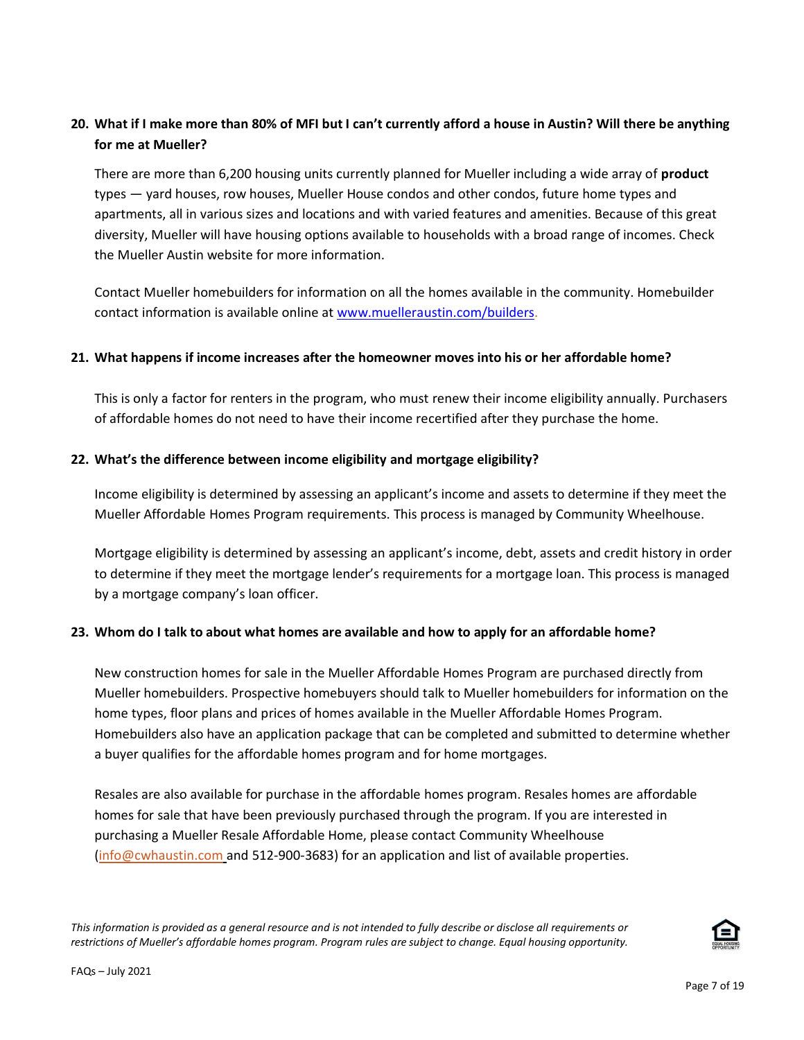**20. What if I make more than 80% of MFI but I can't currently afford a house in Austin? Will there be anything for me at Mueller?**

There are more than 6,200 housing units currently planned for Mueller including a wide array of **product** types — yard houses, row houses, Mueller House condos and other condos, future home types and apartments, all in various sizes and locations and with varied features and amenities. Because of this great diversity, Mueller will have housing options available to households with a broad range of incomes. Check the Mueller Austin website for more information.

Contact Mueller homebuilders for information on all the homes available in the community. Homebuilder contact information is available online at [www.muelleraustin.com/builders](www.muelleraustin.com/builders).

**21. What happens if income increases after the homeowner moves into his or her affordable home?**

This is only a factor for renters in the program, who must renew their income eligibility annually. Purchasers of affordable homes do not need to have their income recertified after they purchase the home.

**22. What's the difference between income eligibility and mortgage eligibility?**

Income eligibility is determined by assessing an applicant's income and assets to determine if they meet the Mueller Affordable Homes Program requirements. This process is managed by Community Wheelhouse.

Mortgage eligibility is determined by assessing an applicant's income, debt, assets and credit history in order to determine if they meet the mortgage lender's requirements for a mortgage loan. This process is managed by a mortgage company's loan officer.

**23. Whom do I talk to about what homes are available and how to apply for an affordable home?**

New construction homes for sale in the Mueller Affordable Homes Program are purchased directly from Mueller homebuilders. Prospective homebuyers should talk to Mueller homebuilders for information on the home types, floor plans and prices of homes available in the Mueller Affordable Homes Program. Homebuilders also have an application package that can be completed and submitted to determine whether a buyer qualifies for the affordable homes program and for home mortgages.

Resales are also available for purchase in the affordable homes program. Resales homes are affordable homes for sale that have been previously purchased through the program. If you are interested in purchasing a Mueller Resale Affordable Home, please contact Community Wheelhouse ([info@cwhaustin.com](mailto:info@cwhaustin.com) and 512-900-3683) for an application and list of available properties.

*This information is provided as a general resource and is not intended to fully describe or disclose all requirements or restrictions of Mueller's affordable homes program. Program rules are subject to change. Equal housing opportunity.*

FAQs – July 2021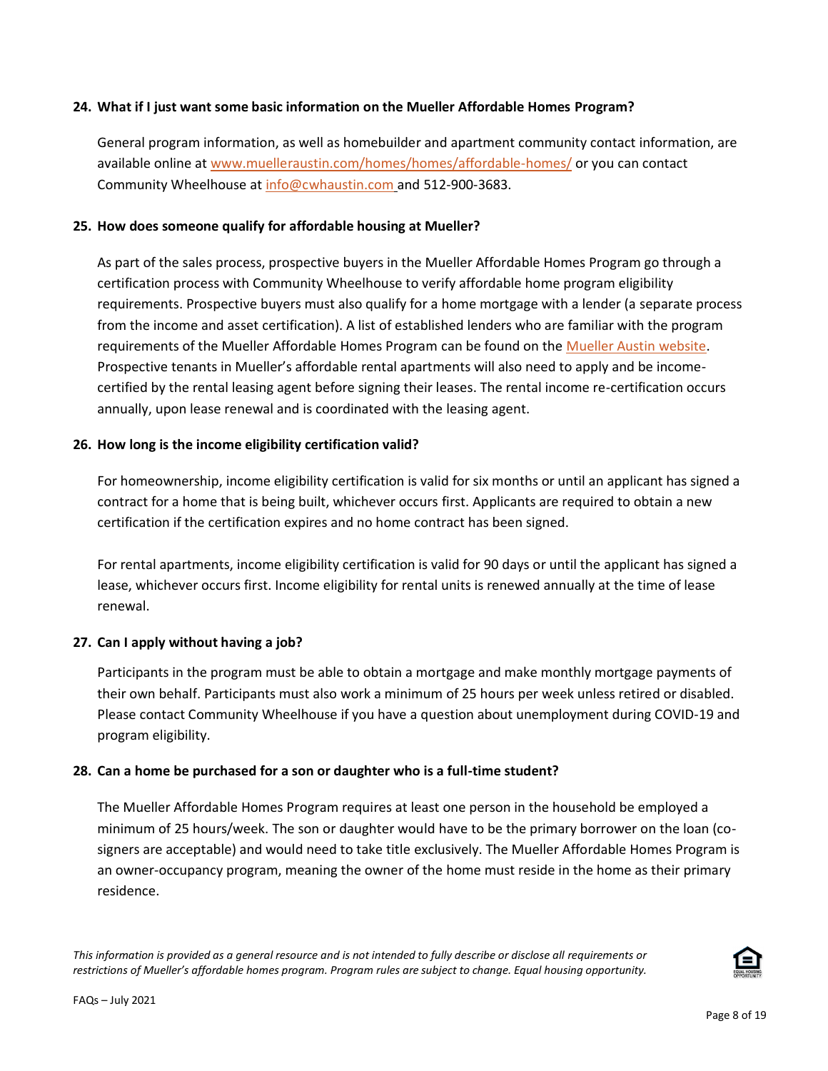**24. What if I just want some basic information on the Mueller Affordable Homes Program?**

General program information, as well as homebuilder and apartment community contact information, are available online at [www.muelleraustin.com/homes/homes/affordable-homes/](http://www.muelleraustin.com/homes/homes/affordable-homes/) or you can contact Community Wheelhouse at [info@cwhaustin.com](mailto:info@cwhaustin.com) and 512-900-3683.

**25. How does someone qualify for affordable housing at Mueller?**

As part of the sales process, prospective buyers in the Mueller Affordable Homes Program go through a certification process with Community Wheelhouse to verify affordable home program eligibility requirements. Prospective buyers must also qualify for a home mortgage with a lender (a separate process from the income and asset certification). A list of established lenders who are familiar with the program requirements of the Mueller Affordable Homes Program can be found on the Mueller Austin website. Prospective tenants in Mueller's affordable rental apartments will also need to apply and be income-certified by the rental leasing agent before signing their leases. The rental income re-certification occurs annually, upon lease renewal and is coordinated with the leasing agent.

**26. How long is the income eligibility certification valid?**

For homeownership, income eligibility certification is valid for six months or until an applicant has signed a contract for a home that is being built, whichever occurs first. Applicants are required to obtain a new certification if the certification expires and no home contract has been signed.

For rental apartments, income eligibility certification is valid for 90 days or until the applicant has signed a lease, whichever occurs first. Income eligibility for rental units is renewed annually at the time of lease renewal.

**27. Can I apply without having a job?**

Participants in the program must be able to obtain a mortgage and make monthly mortgage payments of their own behalf. Participants must also work a minimum of 25 hours per week unless retired or disabled. Please contact Community Wheelhouse if you have a question about unemployment during COVID-19 and program eligibility.

**28. Can a home be purchased for a son or daughter who is a full-time student?**

The Mueller Affordable Homes Program requires at least one person in the household be employed a minimum of 25 hours/week. The son or daughter would have to be the primary borrower on the loan (co-signers are acceptable) and would need to take title exclusively. The Mueller Affordable Homes Program is an owner-occupancy program, meaning the owner of the home must reside in the home as their primary residence.

*This information is provided as a general resource and is not intended to fully describe or disclose all requirements or restrictions of Mueller's affordable homes program. Program rules are subject to change. Equal housing opportunity.*

FAQs – July 2021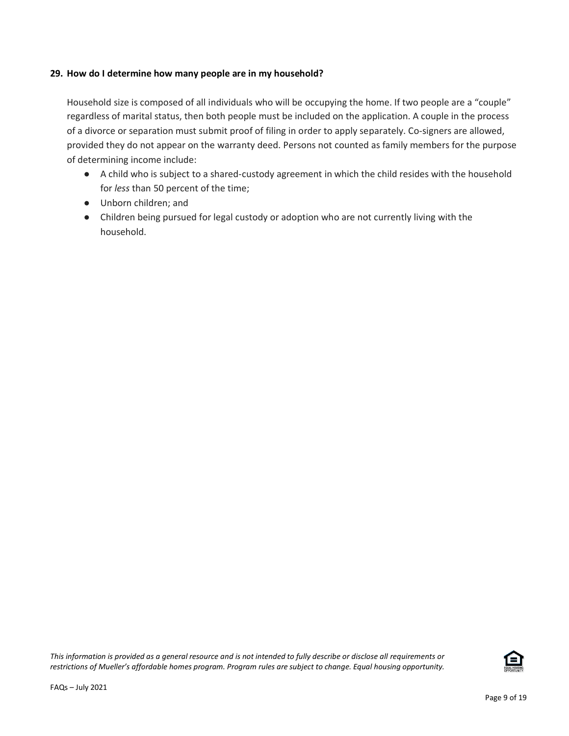**29. How do I determine how many people are in my household?**

Household size is composed of all individuals who will be occupying the home. If two people are a "couple" regardless of marital status, then both people must be included on the application. A couple in the process of a divorce or separation must submit proof of filing in order to apply separately. Co-signers are allowed, provided they do not appear on the warranty deed. Persons not counted as family members for the purpose of determining income include:

- A child who is subject to a shared-custody agreement in which the child resides with the household for *less* than 50 percent of the time;
- Unborn children; and
- Children being pursued for legal custody or adoption who are not currently living with the household.

*This information is provided as a general resource and is not intended to fully describe or disclose all requirements or restrictions of Mueller's affordable homes program. Program rules are subject to change. Equal housing opportunity.*

FAQs – July 2021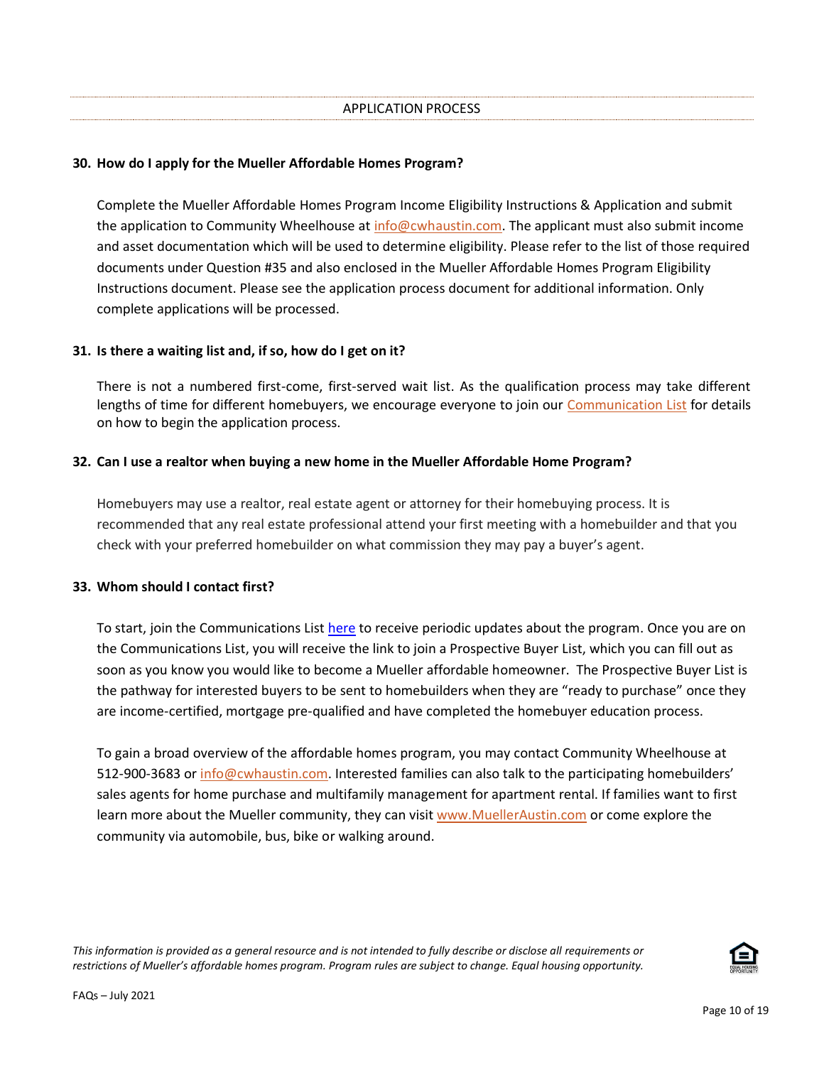## APPLICATION PROCESS

**30. How do I apply for the Mueller Affordable Homes Program?**

Complete the Mueller Affordable Homes Program Income Eligibility Instructions & Application and submit the application to Community Wheelhouse at info@cwhaustin.com. The applicant must also submit income and asset documentation which will be used to determine eligibility. Please refer to the list of those required documents under Question #35 and also enclosed in the Mueller Affordable Homes Program Eligibility Instructions document. Please see the application process document for additional information. Only complete applications will be processed.

**31. Is there a waiting list and, if so, how do I get on it?**

There is not a numbered first-come, first-served wait list. As the qualification process may take different lengths of time for different homebuyers, we encourage everyone to join our Communication List for details on how to begin the application process.

**32. Can I use a realtor when buying a new home in the Mueller Affordable Home Program?**

Homebuyers may use a realtor, real estate agent or attorney for their homebuying process. It is recommended that any real estate professional attend your first meeting with a homebuilder and that you check with your preferred homebuilder on what commission they may pay a buyer's agent.

**33. Whom should I contact first?**

To start, join the Communications List here to receive periodic updates about the program. Once you are on the Communications List, you will receive the link to join a Prospective Buyer List, which you can fill out as soon as you know you would like to become a Mueller affordable homeowner. The Prospective Buyer List is the pathway for interested buyers to be sent to homebuilders when they are "ready to purchase" once they are income-certified, mortgage pre-qualified and have completed the homebuyer education process.

To gain a broad overview of the affordable homes program, you may contact Community Wheelhouse at 512-900-3683 or info@cwhaustin.com. Interested families can also talk to the participating homebuilders' sales agents for home purchase and multifamily management for apartment rental. If families want to first learn more about the Mueller community, they can visit www.MuellerAustin.com or come explore the community via automobile, bus, bike or walking around.

*This information is provided as a general resource and is not intended to fully describe or disclose all requirements or restrictions of Mueller's affordable homes program. Program rules are subject to change. Equal housing opportunity.*

FAQs – July 2021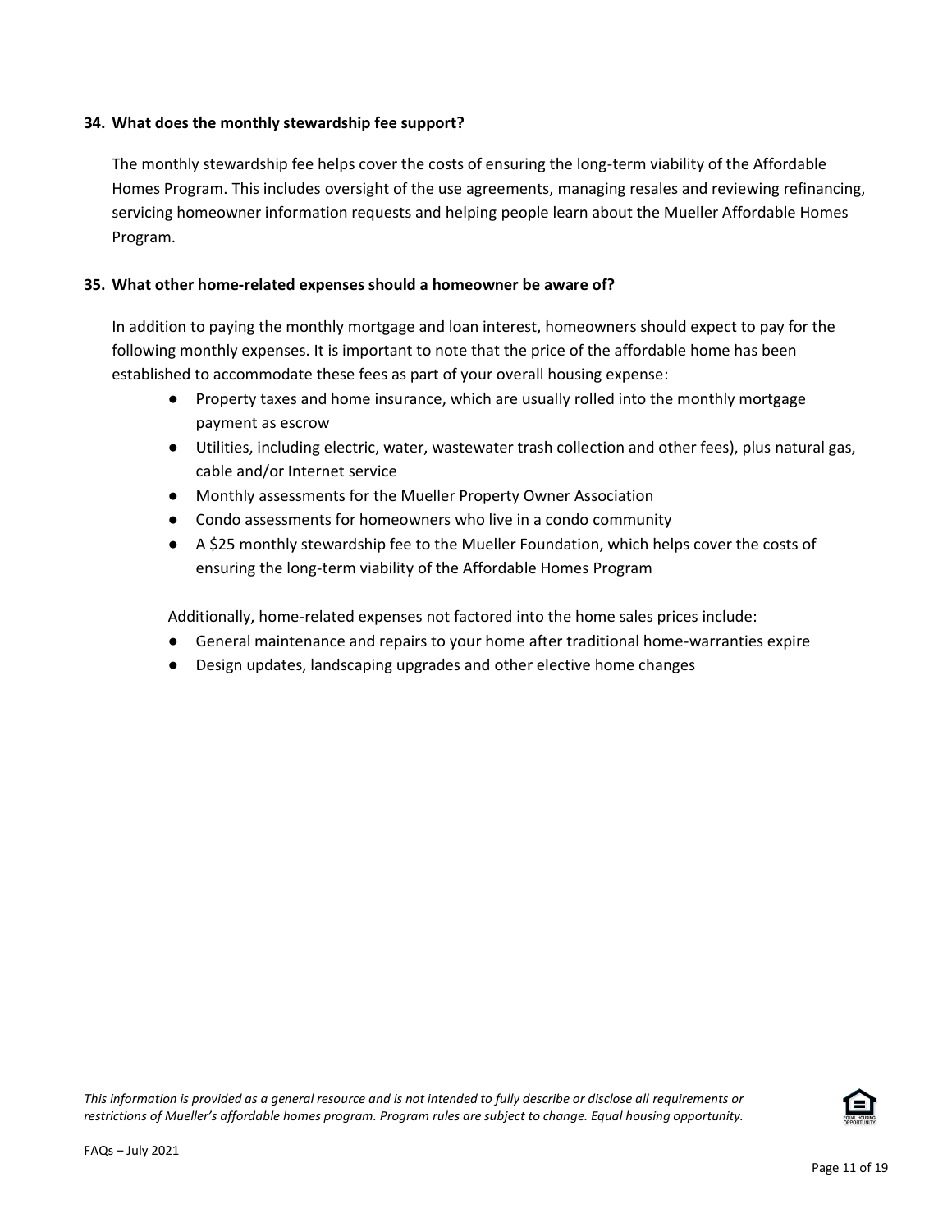**34. What does the monthly stewardship fee support?**

The monthly stewardship fee helps cover the costs of ensuring the long-term viability of the Affordable Homes Program. This includes oversight of the use agreements, managing resales and reviewing refinancing, servicing homeowner information requests and helping people learn about the Mueller Affordable Homes Program.

**35. What other home-related expenses should a homeowner be aware of?**

In addition to paying the monthly mortgage and loan interest, homeowners should expect to pay for the following monthly expenses. It is important to note that the price of the affordable home has been established to accommodate these fees as part of your overall housing expense:

- Property taxes and home insurance, which are usually rolled into the monthly mortgage payment as escrow
- Utilities, including electric, water, wastewater trash collection and other fees), plus natural gas, cable and/or Internet service
- Monthly assessments for the Mueller Property Owner Association
- Condo assessments for homeowners who live in a condo community
- A $25 monthly stewardship fee to the Mueller Foundation, which helps cover the costs of ensuring the long-term viability of the Affordable Homes Program

Additionally, home-related expenses not factored into the home sales prices include:

- General maintenance and repairs to your home after traditional home-warranties expire
- Design updates, landscaping upgrades and other elective home changes

*This information is provided as a general resource and is not intended to fully describe or disclose all requirements or restrictions of Mueller's affordable homes program. Program rules are subject to change. Equal housing opportunity.*

FAQs – July 2021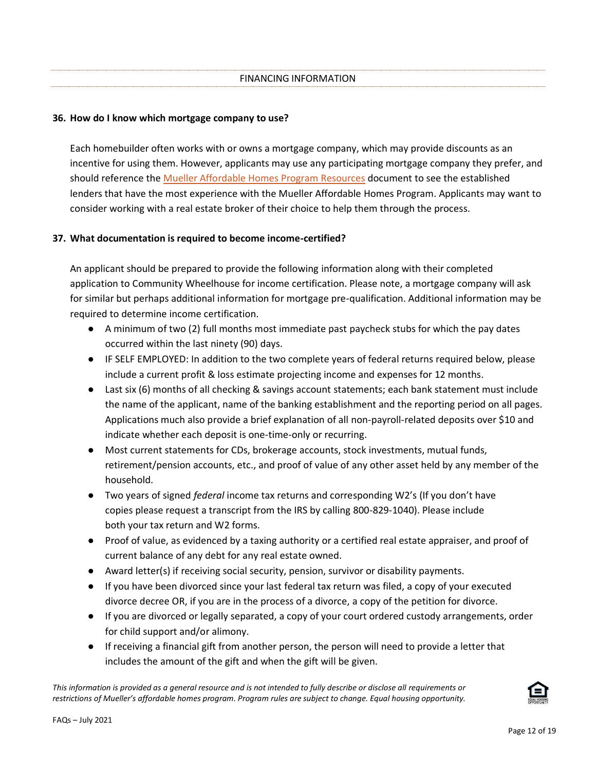## FINANCING INFORMATION

**36. How do I know which mortgage company to use?**

Each homebuilder often works with or owns a mortgage company, which may provide discounts as an incentive for using them. However, applicants may use any participating mortgage company they prefer, and should reference the Mueller Affordable Homes Program Resources document to see the established lenders that have the most experience with the Mueller Affordable Homes Program. Applicants may want to consider working with a real estate broker of their choice to help them through the process.

**37. What documentation is required to become income-certified?**

An applicant should be prepared to provide the following information along with their completed application to Community Wheelhouse for income certification. Please note, a mortgage company will ask for similar but perhaps additional information for mortgage pre-qualification. Additional information may be required to determine income certification.

- A minimum of two (2) full months most immediate past paycheck stubs for which the pay dates occurred within the last ninety (90) days.
- IF SELF EMPLOYED: In addition to the two complete years of federal returns required below, please include a current profit & loss estimate projecting income and expenses for 12 months.
- Last six (6) months of all checking & savings account statements; each bank statement must include the name of the applicant, name of the banking establishment and the reporting period on all pages. Applications much also provide a brief explanation of all non-payroll-related deposits over $10 and indicate whether each deposit is one-time-only or recurring.
- Most current statements for CDs, brokerage accounts, stock investments, mutual funds, retirement/pension accounts, etc., and proof of value of any other asset held by any member of the household.
- Two years of signed *federal* income tax returns and corresponding W2's (If you don't have copies please request a transcript from the IRS by calling 800-829-1040). Please include both your tax return and W2 forms.
- Proof of value, as evidenced by a taxing authority or a certified real estate appraiser, and proof of current balance of any debt for any real estate owned.
- Award letter(s) if receiving social security, pension, survivor or disability payments.
- If you have been divorced since your last federal tax return was filed, a copy of your executed divorce decree OR, if you are in the process of a divorce, a copy of the petition for divorce.
- If you are divorced or legally separated, a copy of your court ordered custody arrangements, order for child support and/or alimony.
- If receiving a financial gift from another person, the person will need to provide a letter that includes the amount of the gift and when the gift will be given.

*This information is provided as a general resource and is not intended to fully describe or disclose all requirements or restrictions of Mueller's affordable homes program. Program rules are subject to change. Equal housing opportunity.*

FAQs – July 2021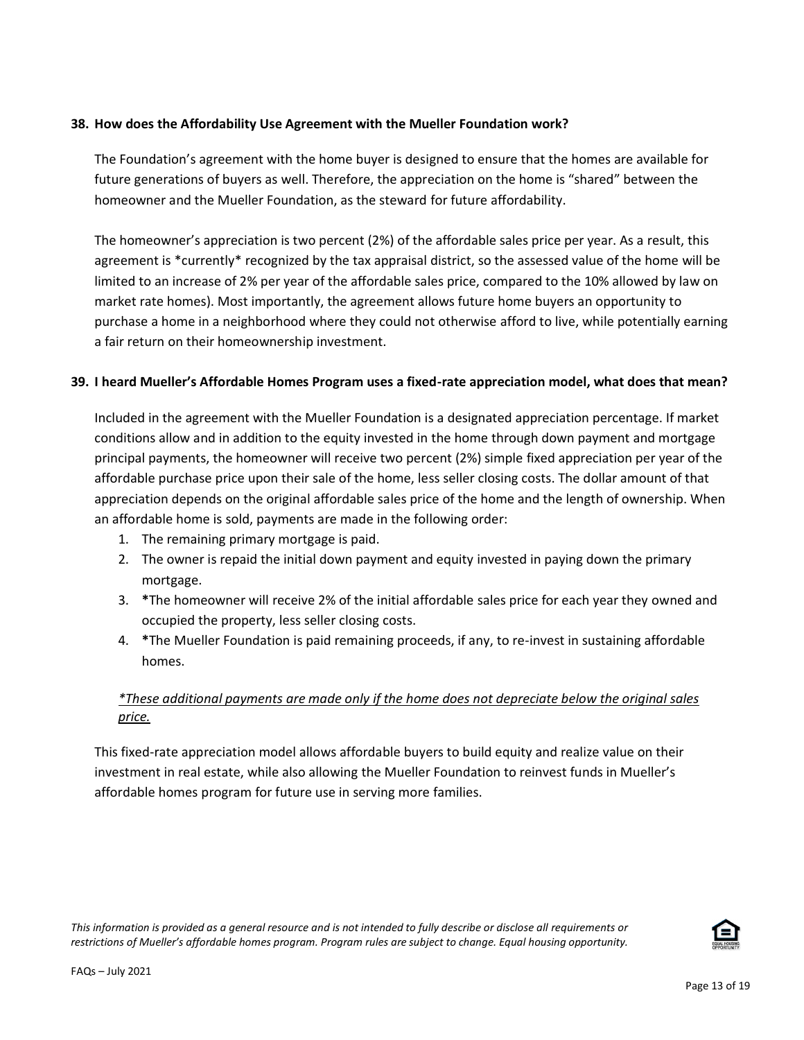### 38. How does the Affordability Use Agreement with the Mueller Foundation work?

The Foundation's agreement with the home buyer is designed to ensure that the homes are available for future generations of buyers as well. Therefore, the appreciation on the home is "shared" between the homeowner and the Mueller Foundation, as the steward for future affordability.

The homeowner's appreciation is two percent (2%) of the affordable sales price per year. As a result, this agreement is *currently* recognized by the tax appraisal district, so the assessed value of the home will be limited to an increase of 2% per year of the affordable sales price, compared to the 10% allowed by law on market rate homes). Most importantly, the agreement allows future home buyers an opportunity to purchase a home in a neighborhood where they could not otherwise afford to live, while potentially earning a fair return on their homeownership investment.

### 39. I heard Mueller's Affordable Homes Program uses a fixed-rate appreciation model, what does that mean?

Included in the agreement with the Mueller Foundation is a designated appreciation percentage. If market conditions allow and in addition to the equity invested in the home through down payment and mortgage principal payments, the homeowner will receive two percent (2%) simple fixed appreciation per year of the affordable purchase price upon their sale of the home, less seller closing costs. The dollar amount of that appreciation depends on the original affordable sales price of the home and the length of ownership. When an affordable home is sold, payments are made in the following order:

1. The remaining primary mortgage is paid.
2. The owner is repaid the initial down payment and equity invested in paying down the primary mortgage.
3. **\***The homeowner will receive 2% of the initial affordable sales price for each year they owned and occupied the property, less seller closing costs.
4. **\***The Mueller Foundation is paid remaining proceeds, if any, to re-invest in sustaining affordable homes.

*<u>*These additional payments are made only if the home does not depreciate below the original sales price.</u>*

This fixed-rate appreciation model allows affordable buyers to build equity and realize value on their investment in real estate, while also allowing the Mueller Foundation to reinvest funds in Mueller's affordable homes program for future use in serving more families.

*This information is provided as a general resource and is not intended to fully describe or disclose all requirements or restrictions of Mueller's affordable homes program. Program rules are subject to change. Equal housing opportunity.*

FAQs – July 2021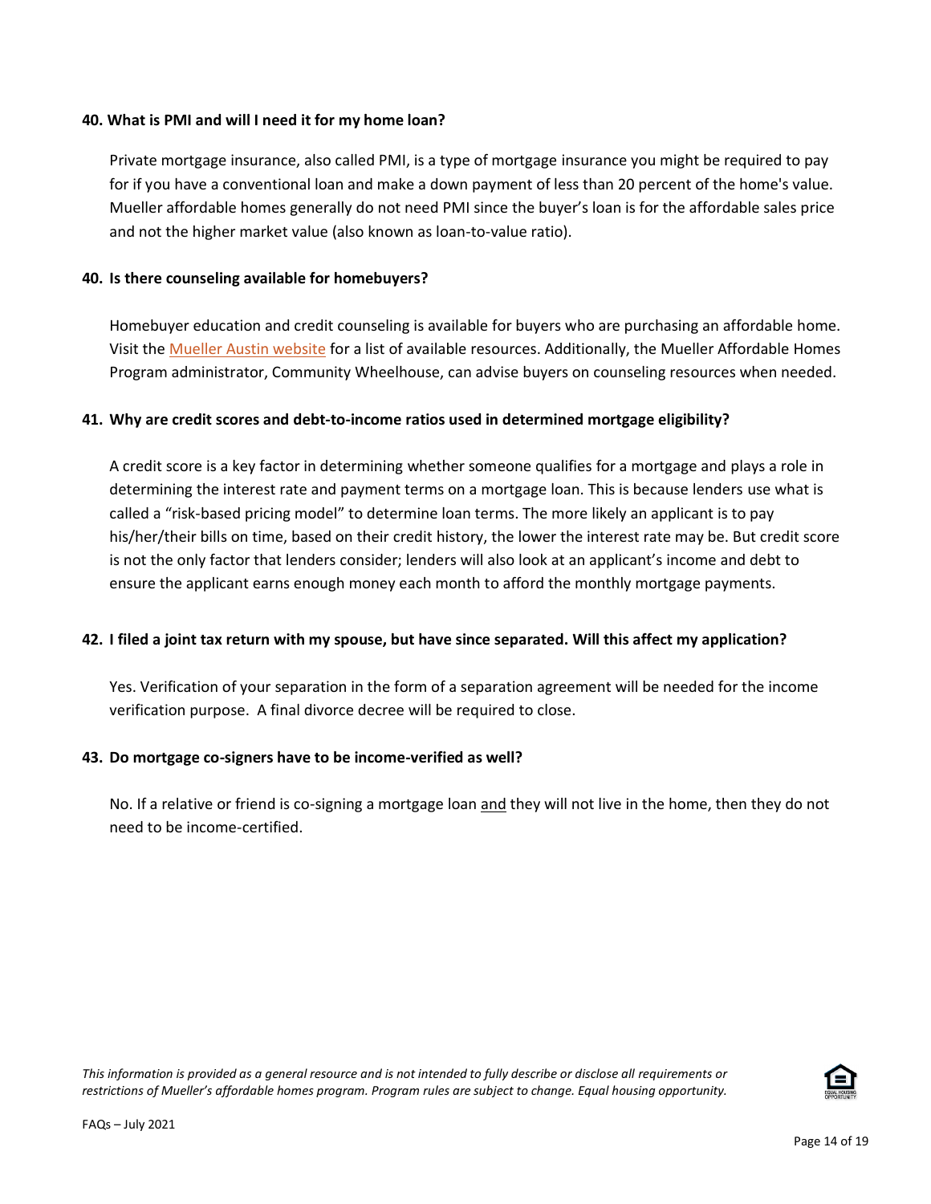**40. What is PMI and will I need it for my home loan?**

Private mortgage insurance, also called PMI, is a type of mortgage insurance you might be required to pay for if you have a conventional loan and make a down payment of less than 20 percent of the home's value. Mueller affordable homes generally do not need PMI since the buyer's loan is for the affordable sales price and not the higher market value (also known as loan-to-value ratio).

**40. Is there counseling available for homebuyers?**

Homebuyer education and credit counseling is available for buyers who are purchasing an affordable home. Visit the Mueller Austin website for a list of available resources. Additionally, the Mueller Affordable Homes Program administrator, Community Wheelhouse, can advise buyers on counseling resources when needed.

**41. Why are credit scores and debt-to-income ratios used in determined mortgage eligibility?**

A credit score is a key factor in determining whether someone qualifies for a mortgage and plays a role in determining the interest rate and payment terms on a mortgage loan. This is because lenders use what is called a "risk-based pricing model" to determine loan terms. The more likely an applicant is to pay his/her/their bills on time, based on their credit history, the lower the interest rate may be. But credit score is not the only factor that lenders consider; lenders will also look at an applicant's income and debt to ensure the applicant earns enough money each month to afford the monthly mortgage payments.

**42. I filed a joint tax return with my spouse, but have since separated. Will this affect my application?**

Yes. Verification of your separation in the form of a separation agreement will be needed for the income verification purpose. A final divorce decree will be required to close.

**43. Do mortgage co-signers have to be income-verified as well?**

No. If a relative or friend is co-signing a mortgage loan <u>and</u> they will not live in the home, then they do not need to be income-certified.

*This information is provided as a general resource and is not intended to fully describe or disclose all requirements or restrictions of Mueller's affordable homes program. Program rules are subject to change. Equal housing opportunity.*

FAQs – July 2021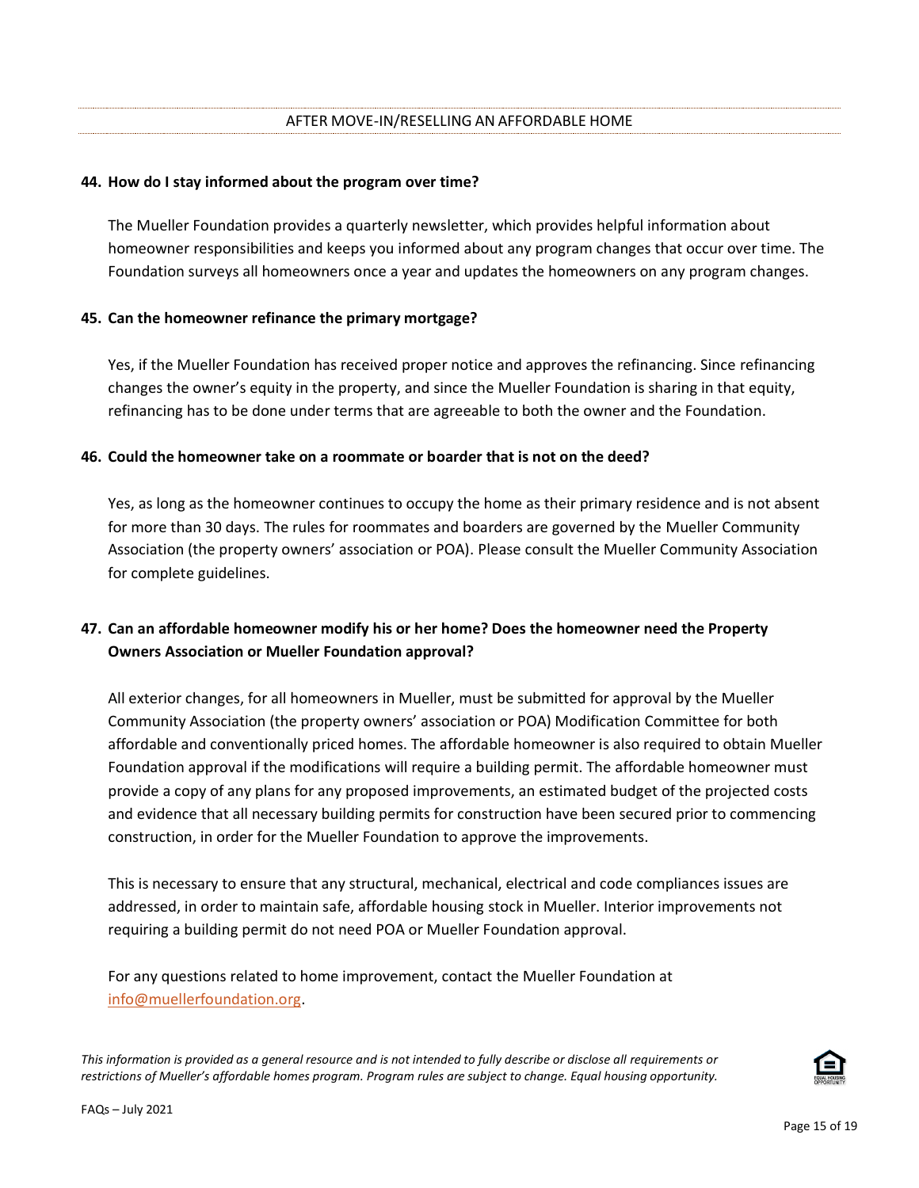## AFTER MOVE-IN/RESELLING AN AFFORDABLE HOME

**44. How do I stay informed about the program over time?**

The Mueller Foundation provides a quarterly newsletter, which provides helpful information about homeowner responsibilities and keeps you informed about any program changes that occur over time. The Foundation surveys all homeowners once a year and updates the homeowners on any program changes.

**45. Can the homeowner refinance the primary mortgage?**

Yes, if the Mueller Foundation has received proper notice and approves the refinancing. Since refinancing changes the owner's equity in the property, and since the Mueller Foundation is sharing in that equity, refinancing has to be done under terms that are agreeable to both the owner and the Foundation.

**46. Could the homeowner take on a roommate or boarder that is not on the deed?**

Yes, as long as the homeowner continues to occupy the home as their primary residence and is not absent for more than 30 days. The rules for roommates and boarders are governed by the Mueller Community Association (the property owners' association or POA). Please consult the Mueller Community Association for complete guidelines.

**47. Can an affordable homeowner modify his or her home? Does the homeowner need the Property Owners Association or Mueller Foundation approval?**

All exterior changes, for all homeowners in Mueller, must be submitted for approval by the Mueller Community Association (the property owners' association or POA) Modification Committee for both affordable and conventionally priced homes. The affordable homeowner is also required to obtain Mueller Foundation approval if the modifications will require a building permit. The affordable homeowner must provide a copy of any plans for any proposed improvements, an estimated budget of the projected costs and evidence that all necessary building permits for construction have been secured prior to commencing construction, in order for the Mueller Foundation to approve the improvements.

This is necessary to ensure that any structural, mechanical, electrical and code compliances issues are addressed, in order to maintain safe, affordable housing stock in Mueller. Interior improvements not requiring a building permit do not need POA or Mueller Foundation approval.

For any questions related to home improvement, contact the Mueller Foundation at info@muellerfoundation.org.

*This information is provided as a general resource and is not intended to fully describe or disclose all requirements or restrictions of Mueller's affordable homes program. Program rules are subject to change. Equal housing opportunity.*

FAQs – July 2021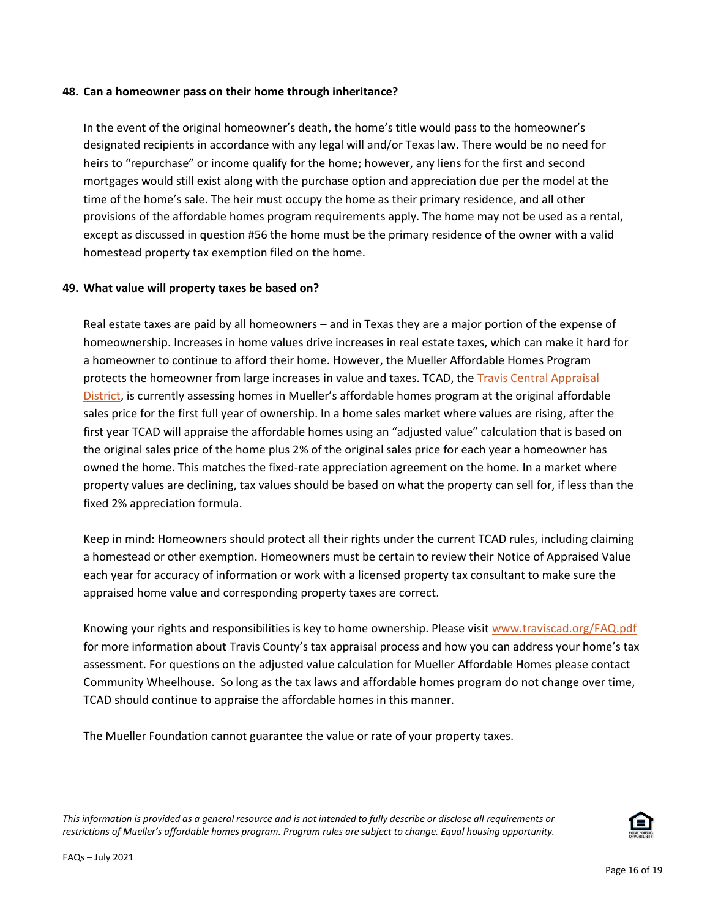**48. Can a homeowner pass on their home through inheritance?**

In the event of the original homeowner's death, the home's title would pass to the homeowner's designated recipients in accordance with any legal will and/or Texas law. There would be no need for heirs to "repurchase" or income qualify for the home; however, any liens for the first and second mortgages would still exist along with the purchase option and appreciation due per the model at the time of the home's sale. The heir must occupy the home as their primary residence, and all other provisions of the affordable homes program requirements apply. The home may not be used as a rental, except as discussed in question #56 the home must be the primary residence of the owner with a valid homestead property tax exemption filed on the home.

**49. What value will property taxes be based on?**

Real estate taxes are paid by all homeowners – and in Texas they are a major portion of the expense of homeownership. Increases in home values drive increases in real estate taxes, which can make it hard for a homeowner to continue to afford their home. However, the Mueller Affordable Homes Program protects the homeowner from large increases in value and taxes. TCAD, the Travis Central Appraisal District, is currently assessing homes in Mueller's affordable homes program at the original affordable sales price for the first full year of ownership. In a home sales market where values are rising, after the first year TCAD will appraise the affordable homes using an "adjusted value" calculation that is based on the original sales price of the home plus 2% of the original sales price for each year a homeowner has owned the home. This matches the fixed-rate appreciation agreement on the home. In a market where property values are declining, tax values should be based on what the property can sell for, if less than the fixed 2% appreciation formula.

Keep in mind: Homeowners should protect all their rights under the current TCAD rules, including claiming a homestead or other exemption. Homeowners must be certain to review their Notice of Appraised Value each year for accuracy of information or work with a licensed property tax consultant to make sure the appraised home value and corresponding property taxes are correct.

Knowing your rights and responsibilities is key to home ownership. Please visit www.traviscad.org/FAQ.pdf for more information about Travis County's tax appraisal process and how you can address your home's tax assessment. For questions on the adjusted value calculation for Mueller Affordable Homes please contact Community Wheelhouse. So long as the tax laws and affordable homes program do not change over time, TCAD should continue to appraise the affordable homes in this manner.

The Mueller Foundation cannot guarantee the value or rate of your property taxes.

*This information is provided as a general resource and is not intended to fully describe or disclose all requirements or restrictions of Mueller's affordable homes program. Program rules are subject to change. Equal housing opportunity.*

FAQs – July 2021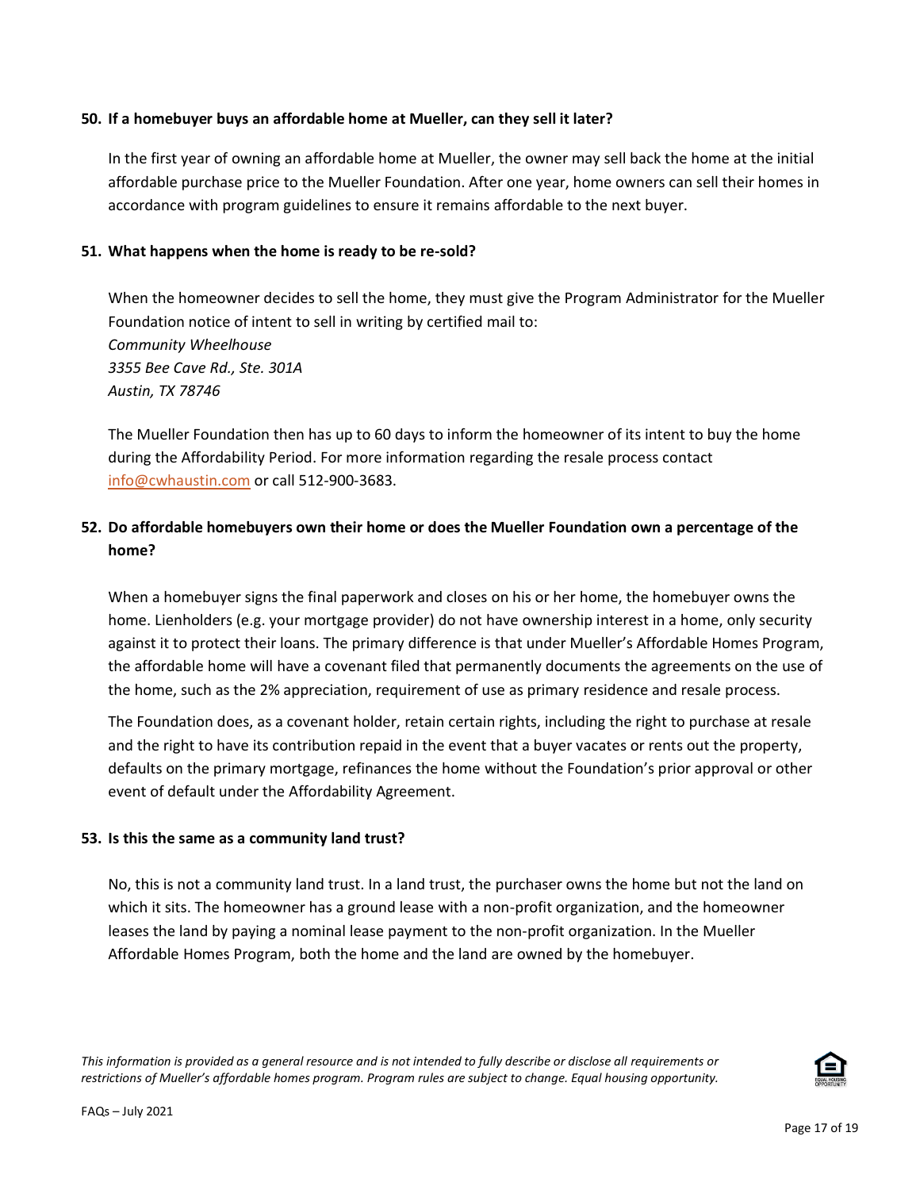**50. If a homebuyer buys an affordable home at Mueller, can they sell it later?**

In the first year of owning an affordable home at Mueller, the owner may sell back the home at the initial affordable purchase price to the Mueller Foundation. After one year, home owners can sell their homes in accordance with program guidelines to ensure it remains affordable to the next buyer.

**51. What happens when the home is ready to be re-sold?**

When the homeowner decides to sell the home, they must give the Program Administrator for the Mueller Foundation notice of intent to sell in writing by certified mail to:
*Community Wheelhouse*
*3355 Bee Cave Rd., Ste. 301A*
*Austin, TX 78746*

The Mueller Foundation then has up to 60 days to inform the homeowner of its intent to buy the home during the Affordability Period. For more information regarding the resale process contact info@cwhaustin.com or call 512-900-3683.

**52. Do affordable homebuyers own their home or does the Mueller Foundation own a percentage of the home?**

When a homebuyer signs the final paperwork and closes on his or her home, the homebuyer owns the home. Lienholders (e.g. your mortgage provider) do not have ownership interest in a home, only security against it to protect their loans. The primary difference is that under Mueller's Affordable Homes Program, the affordable home will have a covenant filed that permanently documents the agreements on the use of the home, such as the 2% appreciation, requirement of use as primary residence and resale process.

The Foundation does, as a covenant holder, retain certain rights, including the right to purchase at resale and the right to have its contribution repaid in the event that a buyer vacates or rents out the property, defaults on the primary mortgage, refinances the home without the Foundation's prior approval or other event of default under the Affordability Agreement.

**53. Is this the same as a community land trust?**

No, this is not a community land trust. In a land trust, the purchaser owns the home but not the land on which it sits. The homeowner has a ground lease with a non-profit organization, and the homeowner leases the land by paying a nominal lease payment to the non-profit organization. In the Mueller Affordable Homes Program, both the home and the land are owned by the homebuyer.

*This information is provided as a general resource and is not intended to fully describe or disclose all requirements or restrictions of Mueller's affordable homes program. Program rules are subject to change. Equal housing opportunity.*

FAQs – July 2021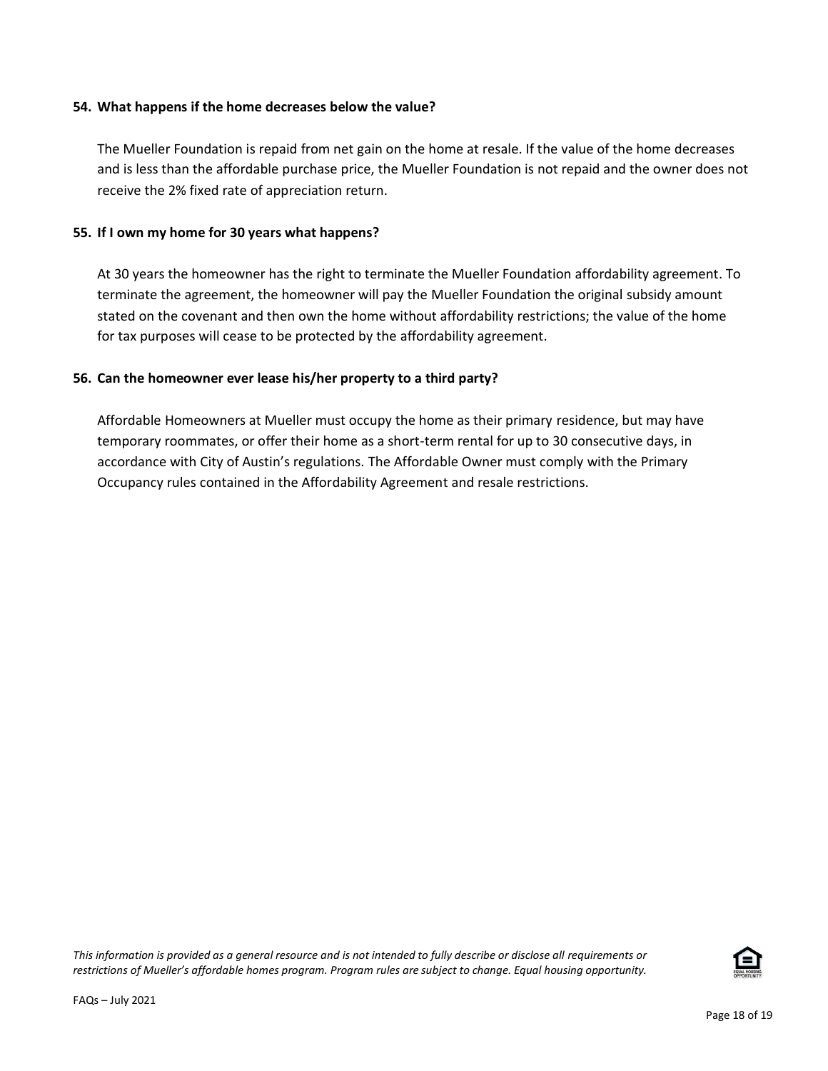**54. What happens if the home decreases below the value?**

The Mueller Foundation is repaid from net gain on the home at resale. If the value of the home decreases and is less than the affordable purchase price, the Mueller Foundation is not repaid and the owner does not receive the 2% fixed rate of appreciation return.

**55. If I own my home for 30 years what happens?**

At 30 years the homeowner has the right to terminate the Mueller Foundation affordability agreement. To terminate the agreement, the homeowner will pay the Mueller Foundation the original subsidy amount stated on the covenant and then own the home without affordability restrictions; the value of the home for tax purposes will cease to be protected by the affordability agreement.

**56. Can the homeowner ever lease his/her property to a third party?**

Affordable Homeowners at Mueller must occupy the home as their primary residence, but may have temporary roommates, or offer their home as a short-term rental for up to 30 consecutive days, in accordance with City of Austin's regulations. The Affordable Owner must comply with the Primary Occupancy rules contained in the Affordability Agreement and resale restrictions.

*This information is provided as a general resource and is not intended to fully describe or disclose all requirements or restrictions of Mueller's affordable homes program. Program rules are subject to change. Equal housing opportunity.*

FAQs – July 2021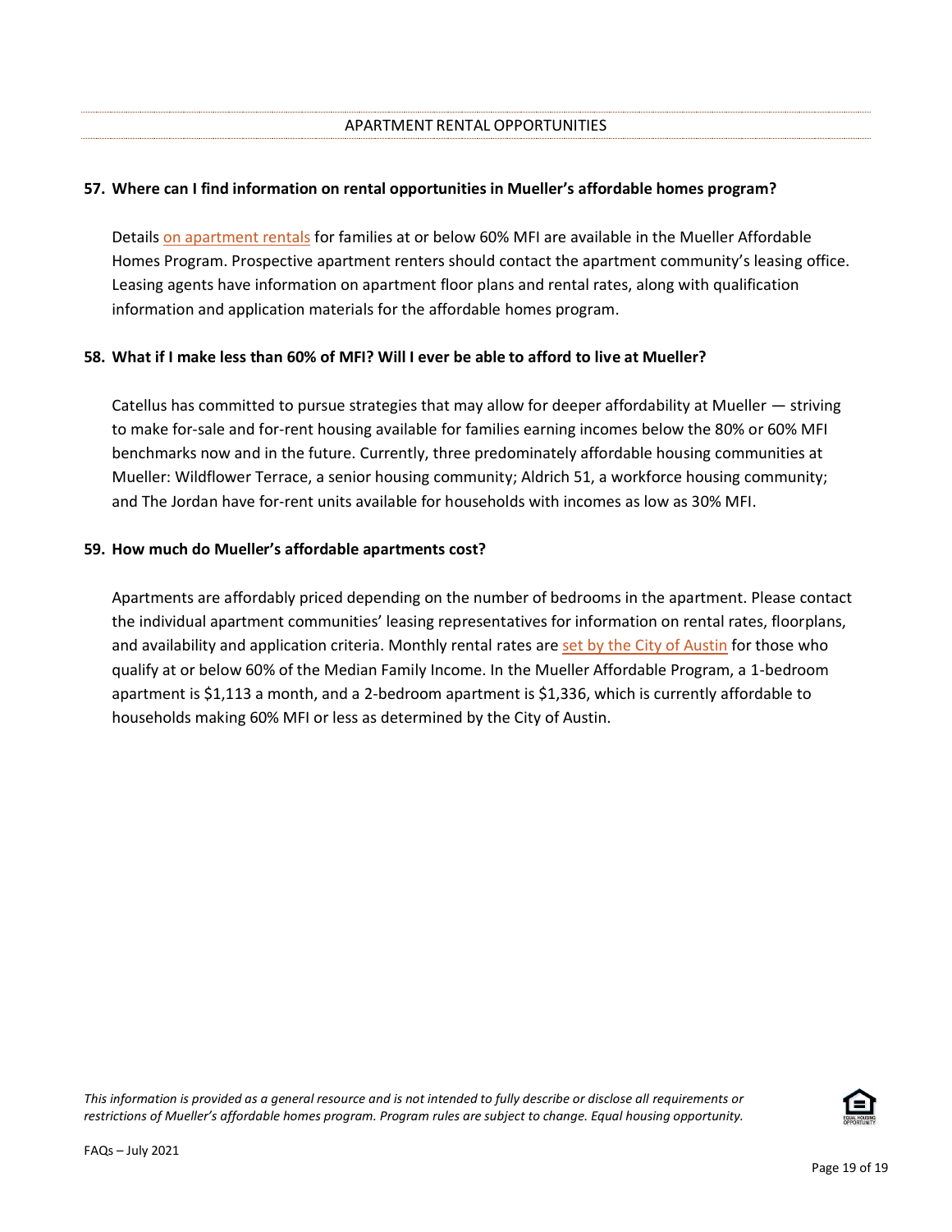## APARTMENT RENTAL OPPORTUNITIES

**57. Where can I find information on rental opportunities in Mueller's affordable homes program?**

Details on apartment rentals for families at or below 60% MFI are available in the Mueller Affordable Homes Program. Prospective apartment renters should contact the apartment community's leasing office. Leasing agents have information on apartment floor plans and rental rates, along with qualification information and application materials for the affordable homes program.

**58. What if I make less than 60% of MFI? Will I ever be able to afford to live at Mueller?**

Catellus has committed to pursue strategies that may allow for deeper affordability at Mueller — striving to make for-sale and for-rent housing available for families earning incomes below the 80% or 60% MFI benchmarks now and in the future. Currently, three predominately affordable housing communities at Mueller: Wildflower Terrace, a senior housing community; Aldrich 51, a workforce housing community; and The Jordan have for-rent units available for households with incomes as low as 30% MFI.

**59. How much do Mueller's affordable apartments cost?**

Apartments are affordably priced depending on the number of bedrooms in the apartment. Please contact the individual apartment communities' leasing representatives for information on rental rates, floorplans, and availability and application criteria. Monthly rental rates are set by the City of Austin for those who qualify at or below 60% of the Median Family Income. In the Mueller Affordable Program, a 1-bedroom apartment is $1,113 a month, and a 2-bedroom apartment is $1,336, which is currently affordable to households making 60% MFI or less as determined by the City of Austin.

*This information is provided as a general resource and is not intended to fully describe or disclose all requirements or restrictions of Mueller's affordable homes program. Program rules are subject to change. Equal housing opportunity.*

FAQs – July 2021